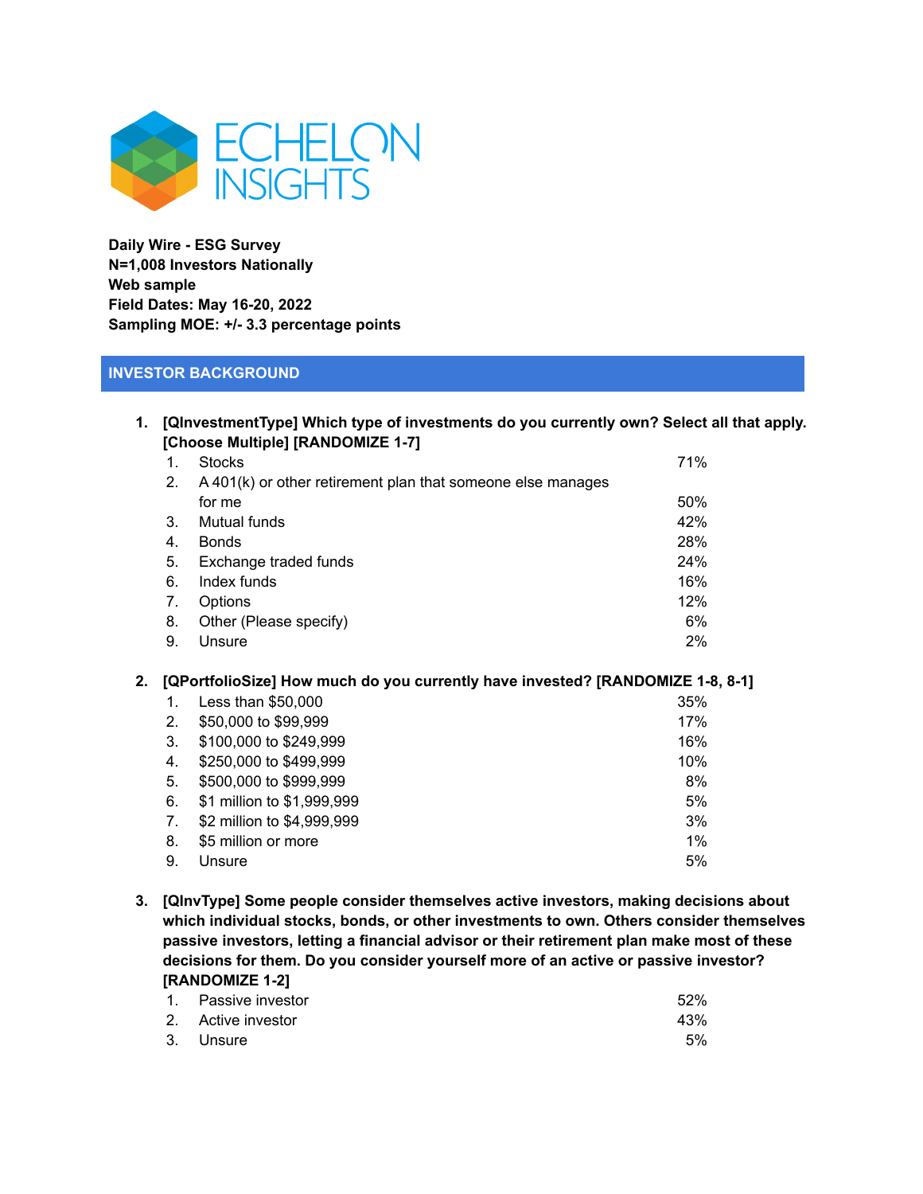ECHELON INSIGHTS

**Daily Wire - ESG Survey**
**N=1,008 Investors Nationally**
**Web sample**
**Field Dates: May 16-20, 2022**
**Sampling MOE: +/- 3.3 percentage points**

## INVESTOR BACKGROUND

**1. [QInvestmentType] Which type of investments do you currently own? Select all that apply. [Choose Multiple] [RANDOMIZE 1-7]**

| | | |
|---|---|---|
| 1. | Stocks | 71% |
| 2. | A 401(k) or other retirement plan that someone else manages for me | 50% |
| 3. | Mutual funds | 42% |
| 4. | Bonds | 28% |
| 5. | Exchange traded funds | 24% |
| 6. | Index funds | 16% |
| 7. | Options | 12% |
| 8. | Other (Please specify) | 6% |
| 9. | Unsure | 2% |

**2. [QPortfolioSize] How much do you currently have invested? [RANDOMIZE 1-8, 8-1]**

| | | |
|---|---|---|
| 1. | Less than $50,000 | 35% |
| 2. | $50,000 to $99,999 | 17% |
| 3. | $100,000 to $249,999 | 16% |
| 4. | $250,000 to $499,999 | 10% |
| 5. | $500,000 to $999,999 | 8% |
| 6. | $1 million to $1,999,999 | 5% |
| 7. | $2 million to $4,999,999 | 3% |
| 8. | $5 million or more | 1% |
| 9. | Unsure | 5% |

**3. [QInvType] Some people consider themselves active investors, making decisions about which individual stocks, bonds, or other investments to own. Others consider themselves passive investors, letting a financial advisor or their retirement plan make most of these decisions for them. Do you consider yourself more of an active or passive investor? [RANDOMIZE 1-2]**

| | | |
|---|---|---|
| 1. | Passive investor | 52% |
| 2. | Active investor | 43% |
| 3. | Unsure | 5% |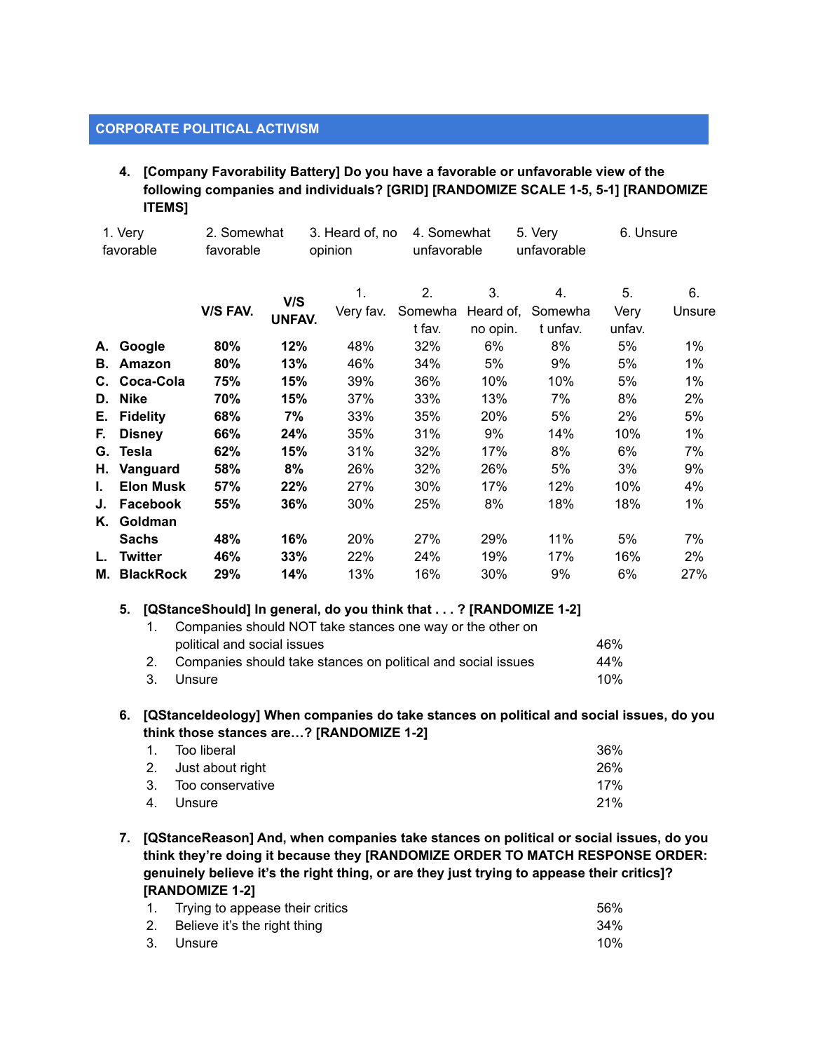## CORPORATE POLITICAL ACTIVISM

**4. [Company Favorability Battery] Do you have a favorable or unfavorable view of the following companies and individuals? [GRID] [RANDOMIZE SCALE 1-5, 5-1] [RANDOMIZE ITEMS]**

1. Very favorable
2. Somewhat favorable
3. Heard of, no opinion
4. Somewhat unfavorable
5. Very unfavorable
6. Unsure

| | | V/S FAV. | V/S UNFAV. | 1. Very fav. | 2. Somewhat fav. | 3. Heard of, no opin. | 4. Somewhat unfav. | 5. Very unfav. | 6. Unsure |
|---|---|---|---|---|---|---|---|---|---|
| **A.** | **Google** | **80%** | **12%** | 48% | 32% | 6% | 8% | 5% | 1% |
| **B.** | **Amazon** | **80%** | **13%** | 46% | 34% | 5% | 9% | 5% | 1% |
| **C.** | **Coca-Cola** | **75%** | **15%** | 39% | 36% | 10% | 10% | 5% | 1% |
| **D.** | **Nike** | **70%** | **15%** | 37% | 33% | 13% | 7% | 8% | 2% |
| **E.** | **Fidelity** | **68%** | **7%** | 33% | 35% | 20% | 5% | 2% | 5% |
| **F.** | **Disney** | **66%** | **24%** | 35% | 31% | 9% | 14% | 10% | 1% |
| **G.** | **Tesla** | **62%** | **15%** | 31% | 32% | 17% | 8% | 6% | 7% |
| **H.** | **Vanguard** | **58%** | **8%** | 26% | 32% | 26% | 5% | 3% | 9% |
| **I.** | **Elon Musk** | **57%** | **22%** | 27% | 30% | 17% | 12% | 10% | 4% |
| **J.** | **Facebook** | **55%** | **36%** | 30% | 25% | 8% | 18% | 18% | 1% |
| **K.** | **Goldman Sachs** | **48%** | **16%** | 20% | 27% | 29% | 11% | 5% | 7% |
| **L.** | **Twitter** | **46%** | **33%** | 22% | 24% | 19% | 17% | 16% | 2% |
| **M.** | **BlackRock** | **29%** | **14%** | 13% | 16% | 30% | 9% | 6% | 27% |

**5. [QStanceShould] In general, do you think that . . . ? [RANDOMIZE 1-2]**

| | | |
|---|---|---|
| 1. | Companies should NOT take stances one way or the other on political and social issues | 46% |
| 2. | Companies should take stances on political and social issues | 44% |
| 3. | Unsure | 10% |

**6. [QStanceIdeology] When companies do take stances on political and social issues, do you think those stances are…? [RANDOMIZE 1-2]**

| | | |
|---|---|---|
| 1. | Too liberal | 36% |
| 2. | Just about right | 26% |
| 3. | Too conservative | 17% |
| 4. | Unsure | 21% |

**7. [QStanceReason] And, when companies take stances on political or social issues, do you think they're doing it because they [RANDOMIZE ORDER TO MATCH RESPONSE ORDER: genuinely believe it's the right thing, or are they just trying to appease their critics]? [RANDOMIZE 1-2]**

| | | |
|---|---|---|
| 1. | Trying to appease their critics | 56% |
| 2. | Believe it's the right thing | 34% |
| 3. | Unsure | 10% |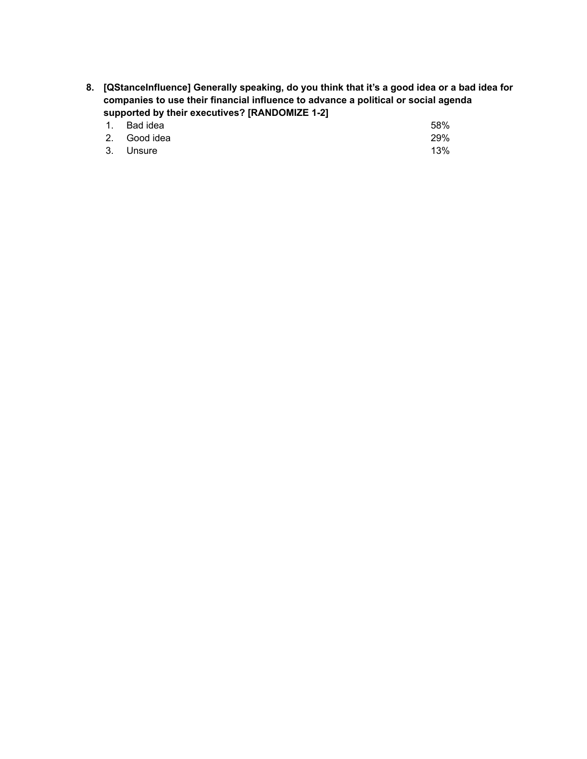**8. [QStanceInfluence] Generally speaking, do you think that it's a good idea or a bad idea for companies to use their financial influence to advance a political or social agenda supported by their executives? [RANDOMIZE 1-2]**

| | | |
|---|---|---|
| 1. | Bad idea | 58% |
| 2. | Good idea | 29% |
| 3. | Unsure | 13% |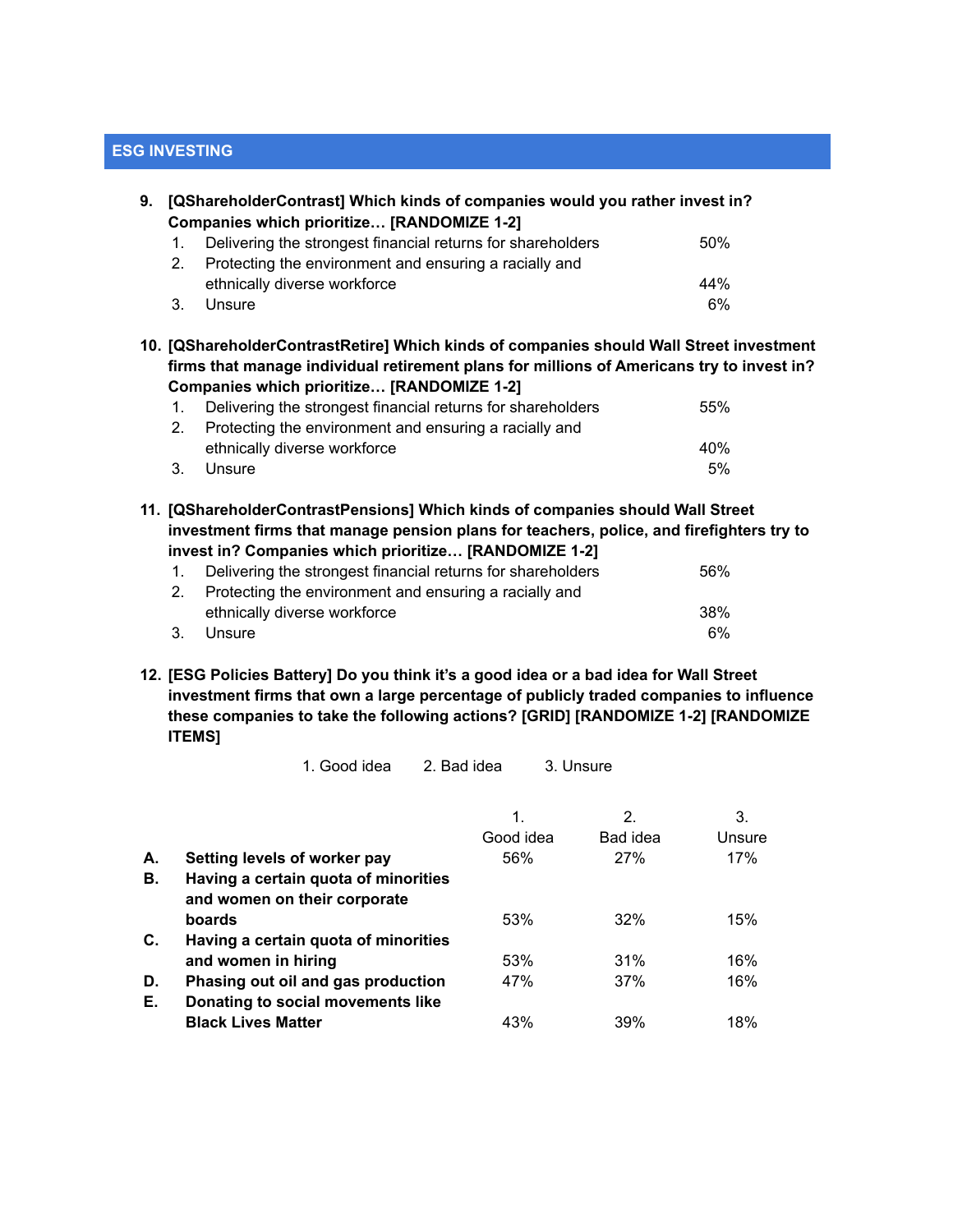## ESG INVESTING

**9. [QShareholderContrast] Which kinds of companies would you rather invest in? Companies which prioritize… [RANDOMIZE 1-2]**

| | | |
|---|---|---|
| 1. | Delivering the strongest financial returns for shareholders | 50% |
| 2. | Protecting the environment and ensuring a racially and ethnically diverse workforce | 44% |
| 3. | Unsure | 6% |

**10. [QShareholderContrastRetire] Which kinds of companies should Wall Street investment firms that manage individual retirement plans for millions of Americans try to invest in? Companies which prioritize… [RANDOMIZE 1-2]**

| | | |
|---|---|---|
| 1. | Delivering the strongest financial returns for shareholders | 55% |
| 2. | Protecting the environment and ensuring a racially and ethnically diverse workforce | 40% |
| 3. | Unsure | 5% |

**11. [QShareholderContrastPensions] Which kinds of companies should Wall Street investment firms that manage pension plans for teachers, police, and firefighters try to invest in? Companies which prioritize… [RANDOMIZE 1-2]**

| | | |
|---|---|---|
| 1. | Delivering the strongest financial returns for shareholders | 56% |
| 2. | Protecting the environment and ensuring a racially and ethnically diverse workforce | 38% |
| 3. | Unsure | 6% |

**12. [ESG Policies Battery] Do you think it's a good idea or a bad idea for Wall Street investment firms that own a large percentage of publicly traded companies to influence these companies to take the following actions? [GRID] [RANDOMIZE 1-2] [RANDOMIZE ITEMS]**

1. Good idea 2. Bad idea 3. Unsure

| | | 1. Good idea | 2. Bad idea | 3. Unsure |
|---|---|---|---|---|
| **A.** | **Setting levels of worker pay** | 56% | 27% | 17% |
| **B.** | **Having a certain quota of minorities and women on their corporate boards** | 53% | 32% | 15% |
| **C.** | **Having a certain quota of minorities and women in hiring** | 53% | 31% | 16% |
| **D.** | **Phasing out oil and gas production** | 47% | 37% | 16% |
| **E.** | **Donating to social movements like Black Lives Matter** | 43% | 39% | 18% |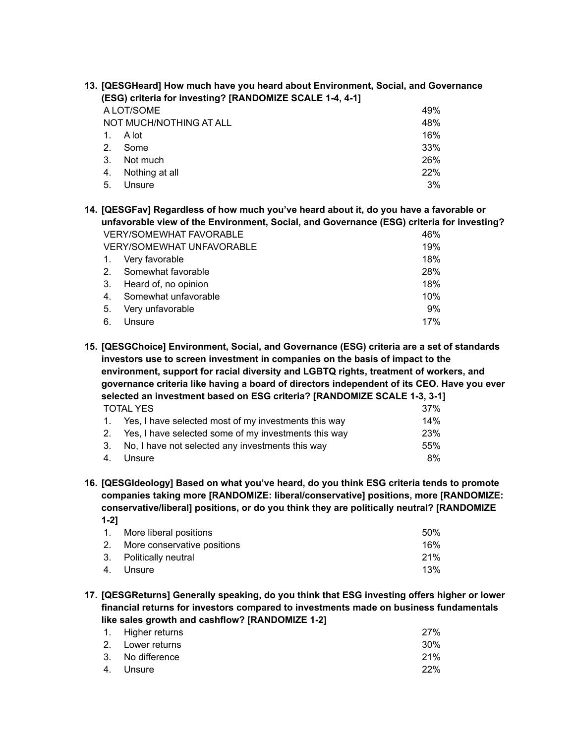**13. [QESGHeard] How much have you heard about Environment, Social, and Governance (ESG) criteria for investing? [RANDOMIZE SCALE 1-4, 4-1]**

| | |
|---|---|
| A LOT/SOME | 49% |
| NOT MUCH/NOTHING AT ALL | 48% |
| 1. A lot | 16% |
| 2. Some | 33% |
| 3. Not much | 26% |
| 4. Nothing at all | 22% |
| 5. Unsure | 3% |

**14. [QESGFav] Regardless of how much you've heard about it, do you have a favorable or unfavorable view of the Environment, Social, and Governance (ESG) criteria for investing?**

| | |
|---|---|
| VERY/SOMEWHAT FAVORABLE | 46% |
| VERY/SOMEWHAT UNFAVORABLE | 19% |
| 1. Very favorable | 18% |
| 2. Somewhat favorable | 28% |
| 3. Heard of, no opinion | 18% |
| 4. Somewhat unfavorable | 10% |
| 5. Very unfavorable | 9% |
| 6. Unsure | 17% |

**15. [QESGChoice] Environment, Social, and Governance (ESG) criteria are a set of standards investors use to screen investment in companies on the basis of impact to the environment, support for racial diversity and LGBTQ rights, treatment of workers, and governance criteria like having a board of directors independent of its CEO. Have you ever selected an investment based on ESG criteria? [RANDOMIZE SCALE 1-3, 3-1]**

| | |
|---|---|
| TOTAL YES | 37% |
| 1. Yes, I have selected most of my investments this way | 14% |
| 2. Yes, I have selected some of my investments this way | 23% |
| 3. No, I have not selected any investments this way | 55% |
| 4. Unsure | 8% |

**16. [QESGIdeology] Based on what you've heard, do you think ESG criteria tends to promote companies taking more [RANDOMIZE: liberal/conservative] positions, more [RANDOMIZE: conservative/liberal] positions, or do you think they are politically neutral? [RANDOMIZE 1-2]**

| | |
|---|---|
| 1. More liberal positions | 50% |
| 2. More conservative positions | 16% |
| 3. Politically neutral | 21% |
| 4. Unsure | 13% |

**17. [QESGReturns] Generally speaking, do you think that ESG investing offers higher or lower financial returns for investors compared to investments made on business fundamentals like sales growth and cashflow? [RANDOMIZE 1-2]**

| | |
|---|---|
| 1. Higher returns | 27% |
| 2. Lower returns | 30% |
| 3. No difference | 21% |
| 4. Unsure | 22% |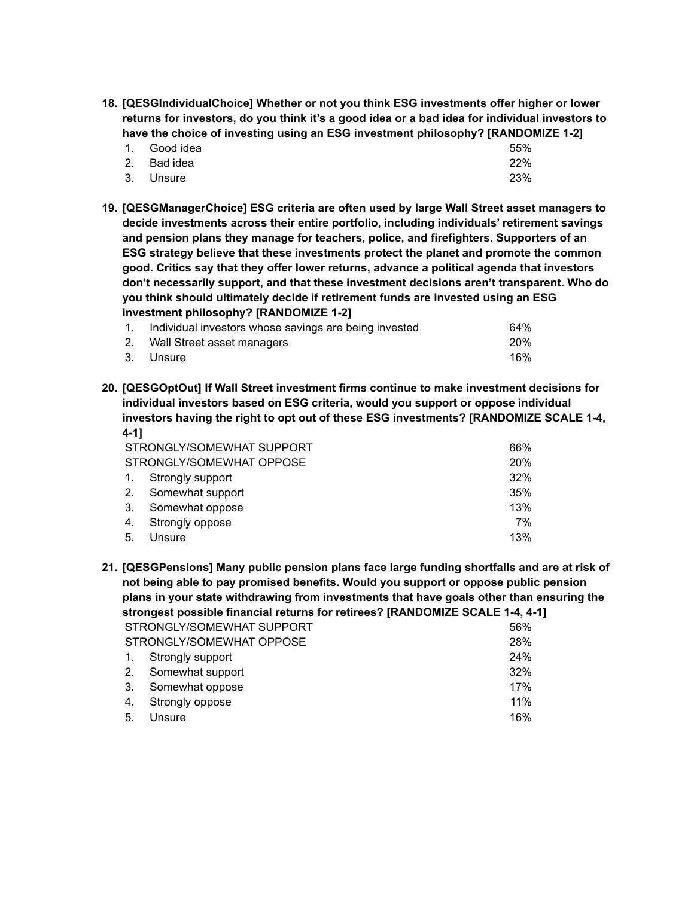**18. [QESGIndividualChoice] Whether or not you think ESG investments offer higher or lower returns for investors, do you think it's a good idea or a bad idea for individual investors to have the choice of investing using an ESG investment philosophy? [RANDOMIZE 1-2]**

| | | |
|---|---|---|
| 1. | Good idea | 55% |
| 2. | Bad idea | 22% |
| 3. | Unsure | 23% |

**19. [QESGManagerChoice] ESG criteria are often used by large Wall Street asset managers to decide investments across their entire portfolio, including individuals' retirement savings and pension plans they manage for teachers, police, and firefighters. Supporters of an ESG strategy believe that these investments protect the planet and promote the common good. Critics say that they offer lower returns, advance a political agenda that investors don't necessarily support, and that these investment decisions aren't transparent. Who do you think should ultimately decide if retirement funds are invested using an ESG investment philosophy? [RANDOMIZE 1-2]**

| | | |
|---|---|---|
| 1. | Individual investors whose savings are being invested | 64% |
| 2. | Wall Street asset managers | 20% |
| 3. | Unsure | 16% |

**20. [QESGOptOut] If Wall Street investment firms continue to make investment decisions for individual investors based on ESG criteria, would you support or oppose individual investors having the right to opt out of these ESG investments? [RANDOMIZE SCALE 1-4, 4-1]**

| | | |
|---|---|---|
| | STRONGLY/SOMEWHAT SUPPORT | 66% |
| | STRONGLY/SOMEWHAT OPPOSE | 20% |
| 1. | Strongly support | 32% |
| 2. | Somewhat support | 35% |
| 3. | Somewhat oppose | 13% |
| 4. | Strongly oppose | 7% |
| 5. | Unsure | 13% |

**21. [QESGPensions] Many public pension plans face large funding shortfalls and are at risk of not being able to pay promised benefits. Would you support or oppose public pension plans in your state withdrawing from investments that have goals other than ensuring the strongest possible financial returns for retirees? [RANDOMIZE SCALE 1-4, 4-1]**

| | | |
|---|---|---|
| | STRONGLY/SOMEWHAT SUPPORT | 56% |
| | STRONGLY/SOMEWHAT OPPOSE | 28% |
| 1. | Strongly support | 24% |
| 2. | Somewhat support | 32% |
| 3. | Somewhat oppose | 17% |
| 4. | Strongly oppose | 11% |
| 5. | Unsure | 16% |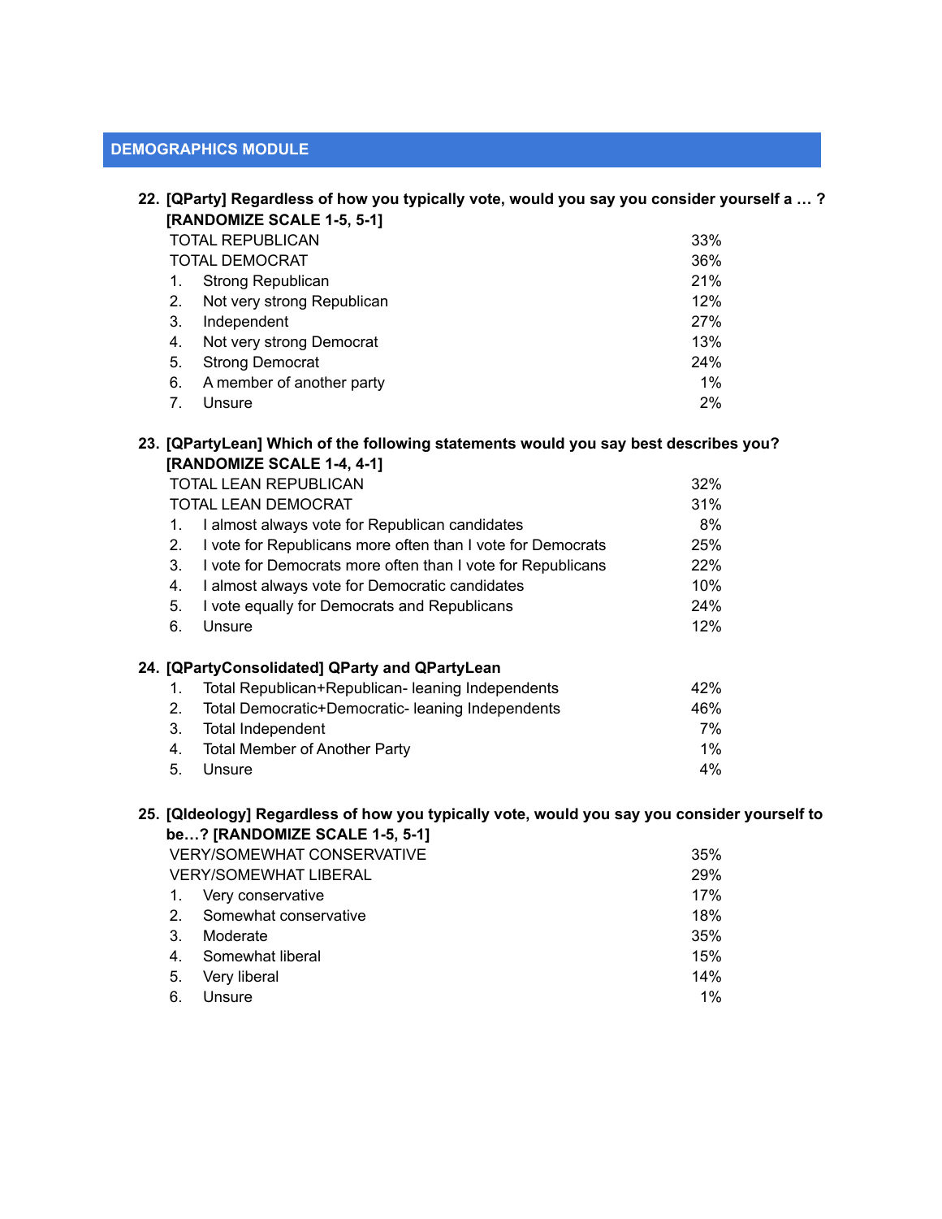## DEMOGRAPHICS MODULE

**22. [QParty] Regardless of how you typically vote, would you say you consider yourself a … ? [RANDOMIZE SCALE 1-5, 5-1]**

| | |
|---|---|
| TOTAL REPUBLICAN | 33% |
| TOTAL DEMOCRAT | 36% |
| 1. Strong Republican | 21% |
| 2. Not very strong Republican | 12% |
| 3. Independent | 27% |
| 4. Not very strong Democrat | 13% |
| 5. Strong Democrat | 24% |
| 6. A member of another party | 1% |
| 7. Unsure | 2% |

**23. [QPartyLean] Which of the following statements would you say best describes you? [RANDOMIZE SCALE 1-4, 4-1]**

| | |
|---|---|
| TOTAL LEAN REPUBLICAN | 32% |
| TOTAL LEAN DEMOCRAT | 31% |
| 1. I almost always vote for Republican candidates | 8% |
| 2. I vote for Republicans more often than I vote for Democrats | 25% |
| 3. I vote for Democrats more often than I vote for Republicans | 22% |
| 4. I almost always vote for Democratic candidates | 10% |
| 5. I vote equally for Democrats and Republicans | 24% |
| 6. Unsure | 12% |

**24. [QPartyConsolidated] QParty and QPartyLean**

| | |
|---|---|
| 1. Total Republican+Republican- leaning Independents | 42% |
| 2. Total Democratic+Democratic- leaning Independents | 46% |
| 3. Total Independent | 7% |
| 4. Total Member of Another Party | 1% |
| 5. Unsure | 4% |

**25. [QIdeology] Regardless of how you typically vote, would you say you consider yourself to be…? [RANDOMIZE SCALE 1-5, 5-1]**

| | |
|---|---|
| VERY/SOMEWHAT CONSERVATIVE | 35% |
| VERY/SOMEWHAT LIBERAL | 29% |
| 1. Very conservative | 17% |
| 2. Somewhat conservative | 18% |
| 3. Moderate | 35% |
| 4. Somewhat liberal | 15% |
| 5. Very liberal | 14% |
| 6. Unsure | 1% |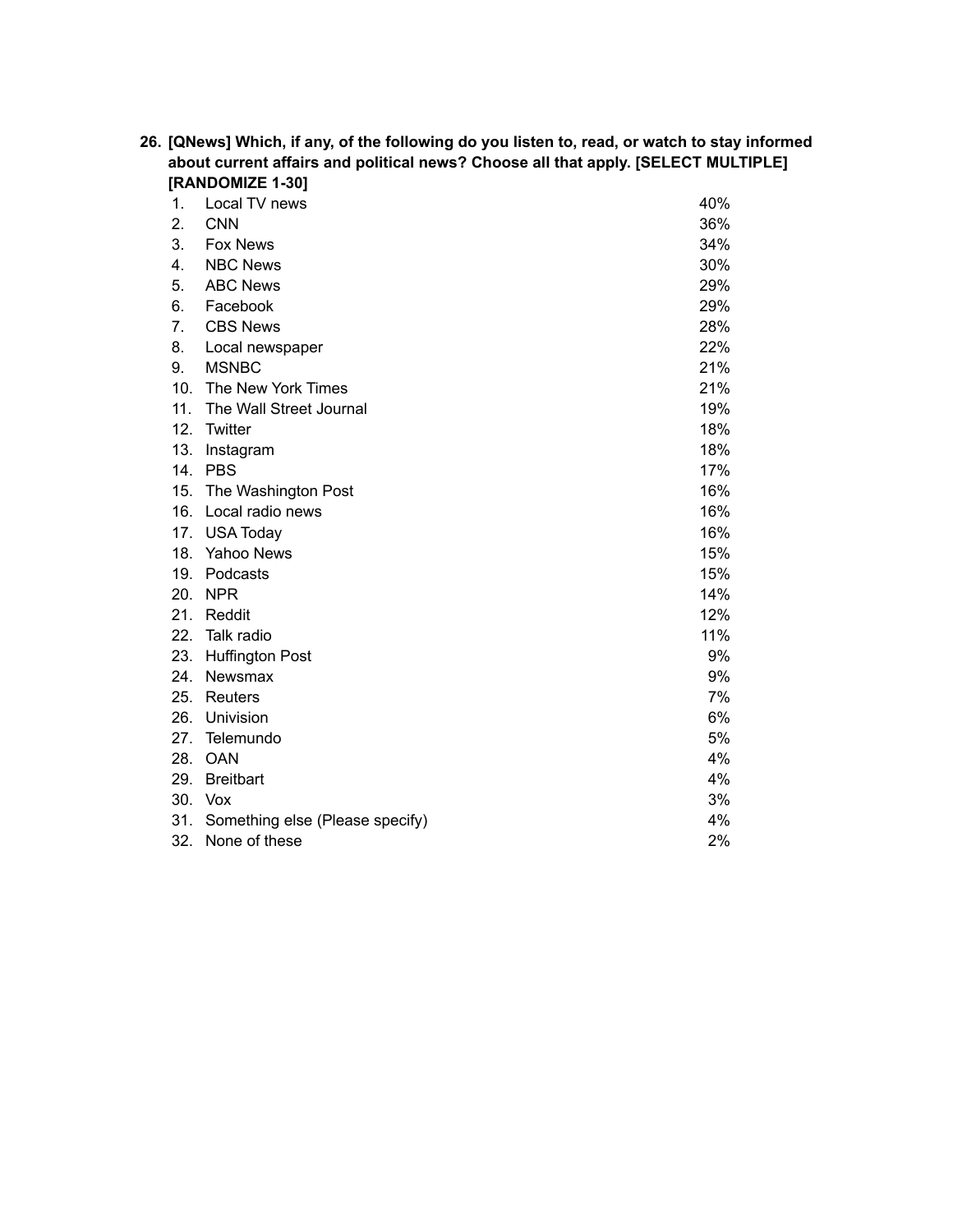**26. [QNews] Which, if any, of the following do you listen to, read, or watch to stay informed about current affairs and political news? Choose all that apply. [SELECT MULTIPLE] [RANDOMIZE 1-30]**

| | | |
|---|---|---|
| 1. | Local TV news | 40% |
| 2. | CNN | 36% |
| 3. | Fox News | 34% |
| 4. | NBC News | 30% |
| 5. | ABC News | 29% |
| 6. | Facebook | 29% |
| 7. | CBS News | 28% |
| 8. | Local newspaper | 22% |
| 9. | MSNBC | 21% |
| 10. | The New York Times | 21% |
| 11. | The Wall Street Journal | 19% |
| 12. | Twitter | 18% |
| 13. | Instagram | 18% |
| 14. | PBS | 17% |
| 15. | The Washington Post | 16% |
| 16. | Local radio news | 16% |
| 17. | USA Today | 16% |
| 18. | Yahoo News | 15% |
| 19. | Podcasts | 15% |
| 20. | NPR | 14% |
| 21. | Reddit | 12% |
| 22. | Talk radio | 11% |
| 23. | Huffington Post | 9% |
| 24. | Newsmax | 9% |
| 25. | Reuters | 7% |
| 26. | Univision | 6% |
| 27. | Telemundo | 5% |
| 28. | OAN | 4% |
| 29. | Breitbart | 4% |
| 30. | Vox | 3% |
| 31. | Something else (Please specify) | 4% |
| 32. | None of these | 2% |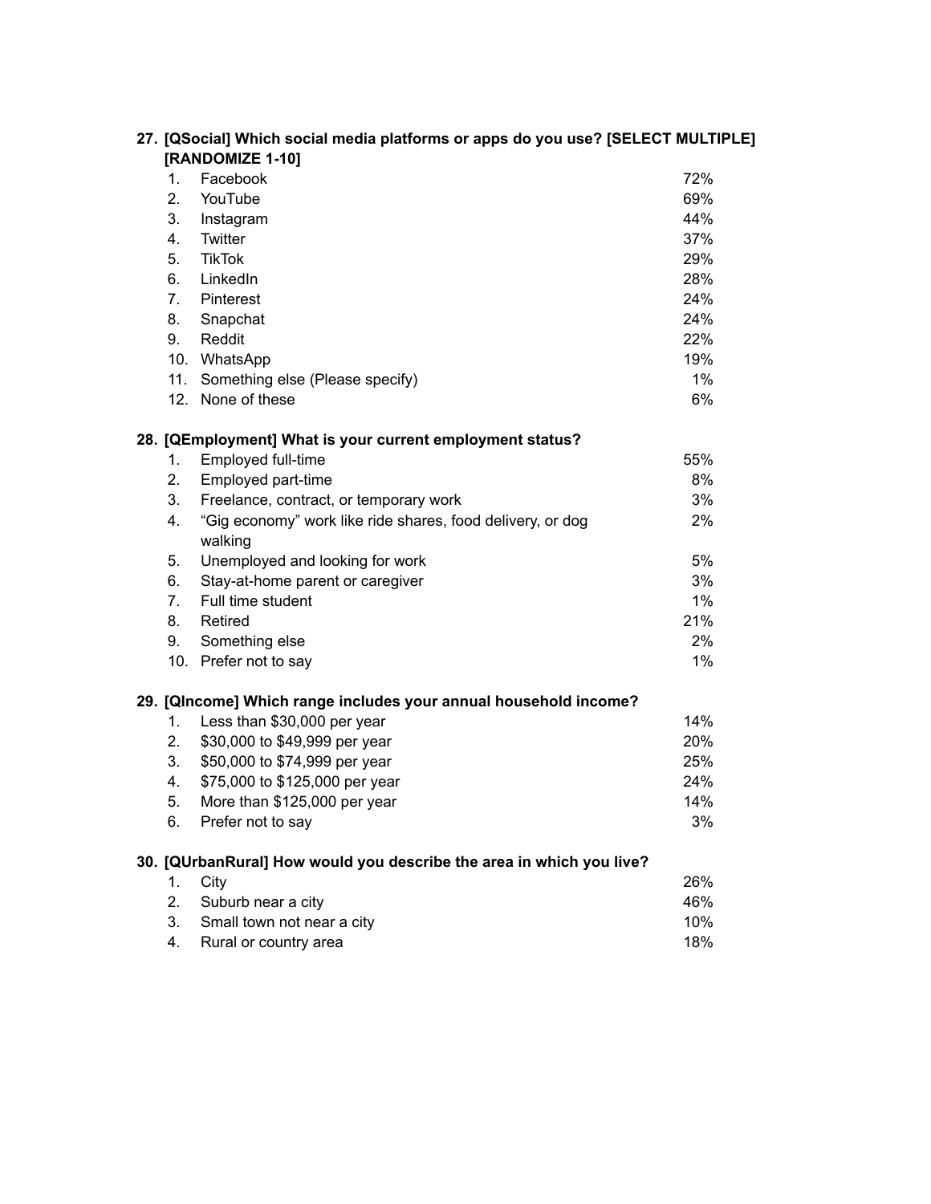**27. [QSocial] Which social media platforms or apps do you use? [SELECT MULTIPLE] [RANDOMIZE 1-10]**

| | | |
|---|---|---|
| 1. | Facebook | 72% |
| 2. | YouTube | 69% |
| 3. | Instagram | 44% |
| 4. | Twitter | 37% |
| 5. | TikTok | 29% |
| 6. | LinkedIn | 28% |
| 7. | Pinterest | 24% |
| 8. | Snapchat | 24% |
| 9. | Reddit | 22% |
| 10. | WhatsApp | 19% |
| 11. | Something else (Please specify) | 1% |
| 12. | None of these | 6% |

**28. [QEmployment] What is your current employment status?**

| | | |
|---|---|---|
| 1. | Employed full-time | 55% |
| 2. | Employed part-time | 8% |
| 3. | Freelance, contract, or temporary work | 3% |
| 4. | "Gig economy" work like ride shares, food delivery, or dog walking | 2% |
| 5. | Unemployed and looking for work | 5% |
| 6. | Stay-at-home parent or caregiver | 3% |
| 7. | Full time student | 1% |
| 8. | Retired | 21% |
| 9. | Something else | 2% |
| 10. | Prefer not to say | 1% |

**29. [QIncome] Which range includes your annual household income?**

| | | |
|---|---|---|
| 1. | Less than $30,000 per year | 14% |
| 2. | $30,000 to $49,999 per year | 20% |
| 3. | $50,000 to $74,999 per year | 25% |
| 4. | $75,000 to $125,000 per year | 24% |
| 5. | More than $125,000 per year | 14% |
| 6. | Prefer not to say | 3% |

**30. [QUrbanRural] How would you describe the area in which you live?**

| | | |
|---|---|---|
| 1. | City | 26% |
| 2. | Suburb near a city | 46% |
| 3. | Small town not near a city | 10% |
| 4. | Rural or country area | 18% |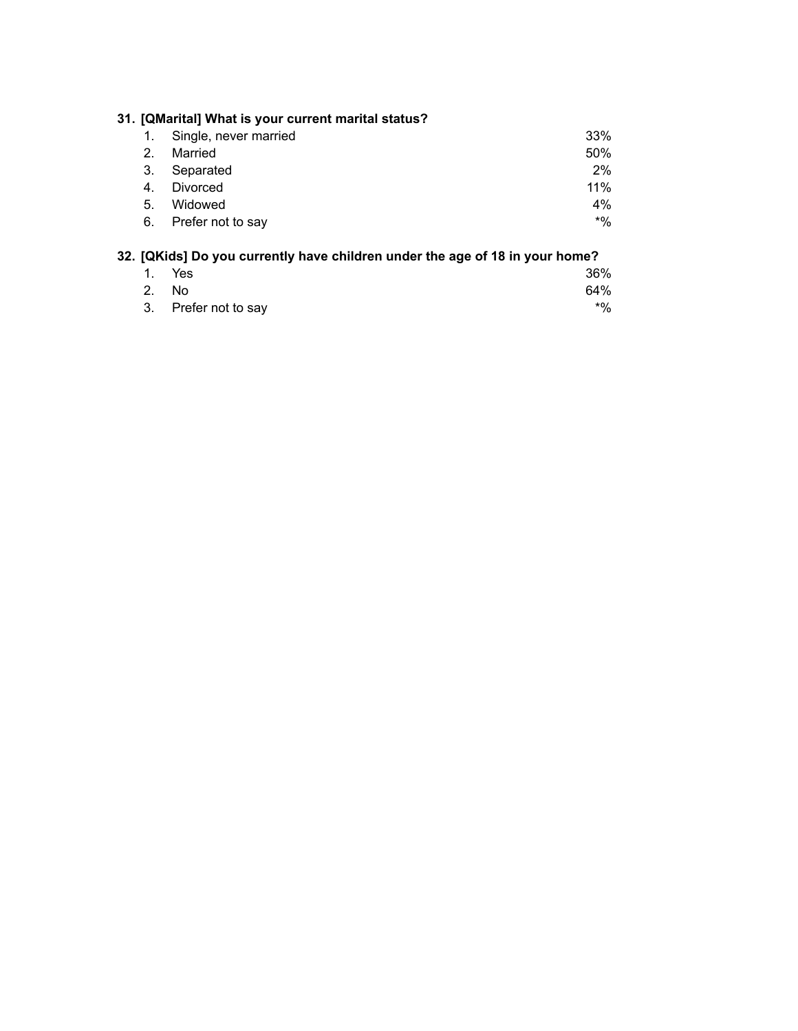**31. [QMarital] What is your current marital status?**

| | | |
|---|---|---|
| 1. | Single, never married | 33% |
| 2. | Married | 50% |
| 3. | Separated | 2% |
| 4. | Divorced | 11% |
| 5. | Widowed | 4% |
| 6. | Prefer not to say | *% |

**32. [QKids] Do you currently have children under the age of 18 in your home?**

| | | |
|---|---|---|
| 1. | Yes | 36% |
| 2. | No | 64% |
| 3. | Prefer not to say | *% |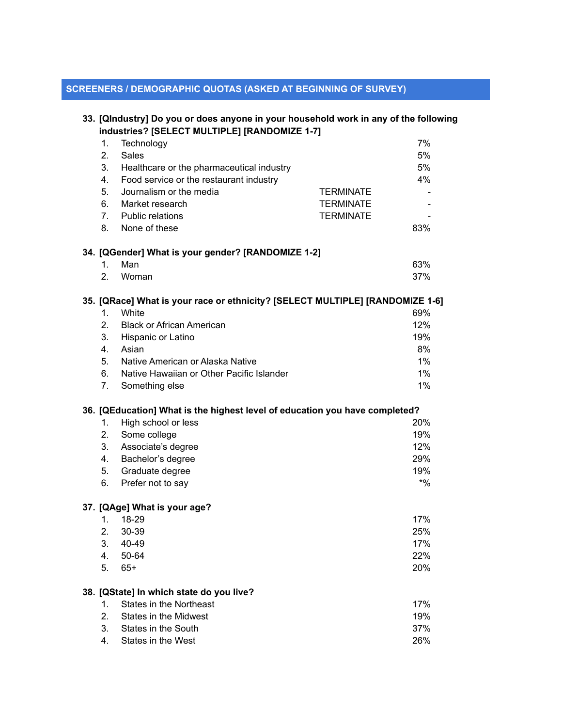## SCREENERS / DEMOGRAPHIC QUOTAS (ASKED AT BEGINNING OF SURVEY)

**33. [QIndustry] Do you or does anyone in your household work in any of the following industries? [SELECT MULTIPLE] [RANDOMIZE 1-7]**

| | | | |
|---|---|---|---|
| 1. | Technology | | 7% |
| 2. | Sales | | 5% |
| 3. | Healthcare or the pharmaceutical industry | | 5% |
| 4. | Food service or the restaurant industry | | 4% |
| 5. | Journalism or the media | TERMINATE | - |
| 6. | Market research | TERMINATE | - |
| 7. | Public relations | TERMINATE | - |
| 8. | None of these | | 83% |

**34. [QGender] What is your gender? [RANDOMIZE 1-2]**

| | | |
|---|---|---|
| 1. | Man | 63% |
| 2. | Woman | 37% |

**35. [QRace] What is your race or ethnicity? [SELECT MULTIPLE] [RANDOMIZE 1-6]**

| | | |
|---|---|---|
| 1. | White | 69% |
| 2. | Black or African American | 12% |
| 3. | Hispanic or Latino | 19% |
| 4. | Asian | 8% |
| 5. | Native American or Alaska Native | 1% |
| 6. | Native Hawaiian or Other Pacific Islander | 1% |
| 7. | Something else | 1% |

**36. [QEducation] What is the highest level of education you have completed?**

| | | |
|---|---|---|
| 1. | High school or less | 20% |
| 2. | Some college | 19% |
| 3. | Associate's degree | 12% |
| 4. | Bachelor's degree | 29% |
| 5. | Graduate degree | 19% |
| 6. | Prefer not to say | *% |

**37. [QAge] What is your age?**

| | | |
|---|---|---|
| 1. | 18-29 | 17% |
| 2. | 30-39 | 25% |
| 3. | 40-49 | 17% |
| 4. | 50-64 | 22% |
| 5. | 65+ | 20% |

**38. [QState] In which state do you live?**

| | | |
|---|---|---|
| 1. | States in the Northeast | 17% |
| 2. | States in the Midwest | 19% |
| 3. | States in the South | 37% |
| 4. | States in the West | 26% |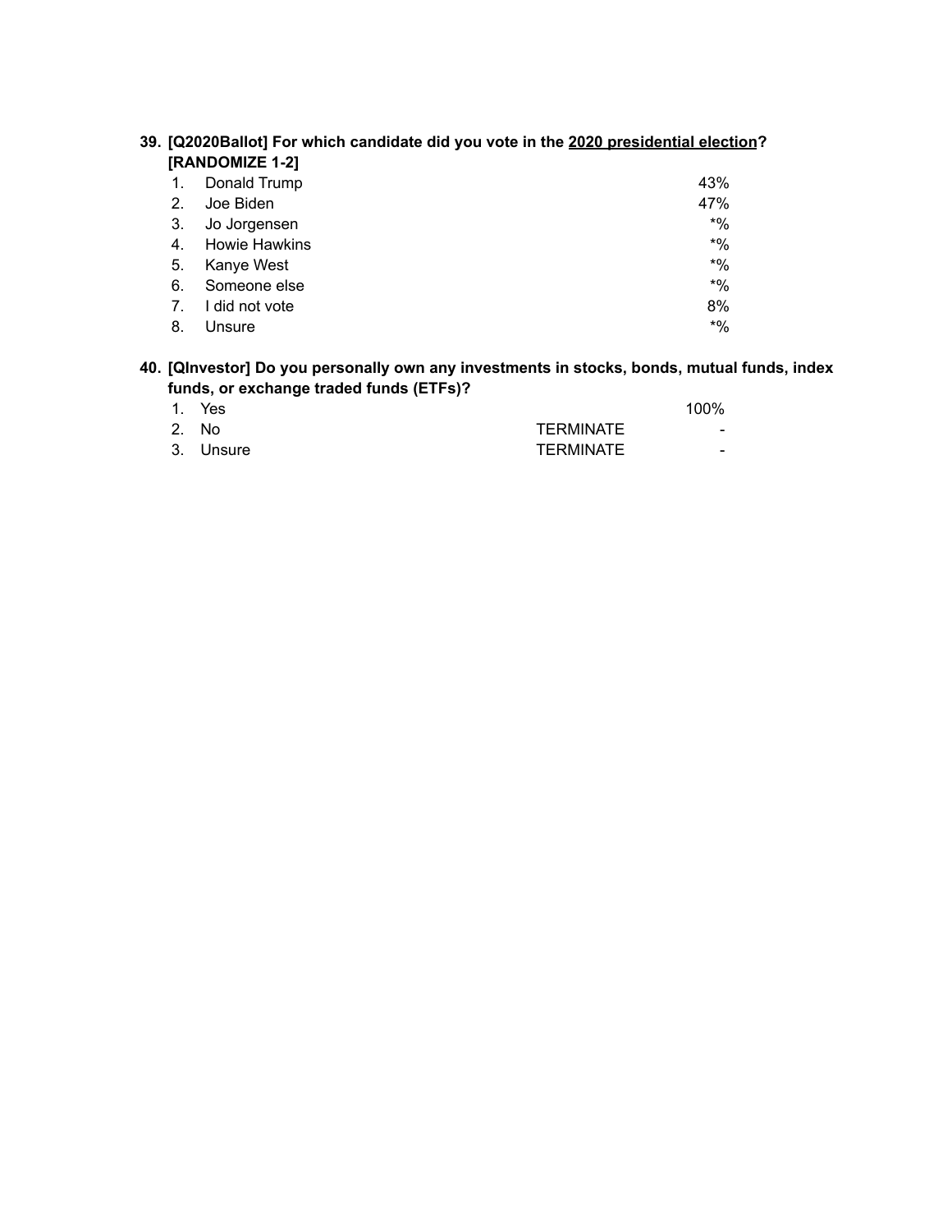**39. [Q2020Ballot] For which candidate did you vote in the <u>2020 presidential election</u>? [RANDOMIZE 1-2]**

| | | |
|---|---|---|
| 1. | Donald Trump | 43% |
| 2. | Joe Biden | 47% |
| 3. | Jo Jorgensen | *% |
| 4. | Howie Hawkins | *% |
| 5. | Kanye West | *% |
| 6. | Someone else | *% |
| 7. | I did not vote | 8% |
| 8. | Unsure | *% |

**40. [QInvestor] Do you personally own any investments in stocks, bonds, mutual funds, index funds, or exchange traded funds (ETFs)?**

| | | | |
|---|---|---|---|
| 1. | Yes | | 100% |
| 2. | No | TERMINATE | - |
| 3. | Unsure | TERMINATE | - |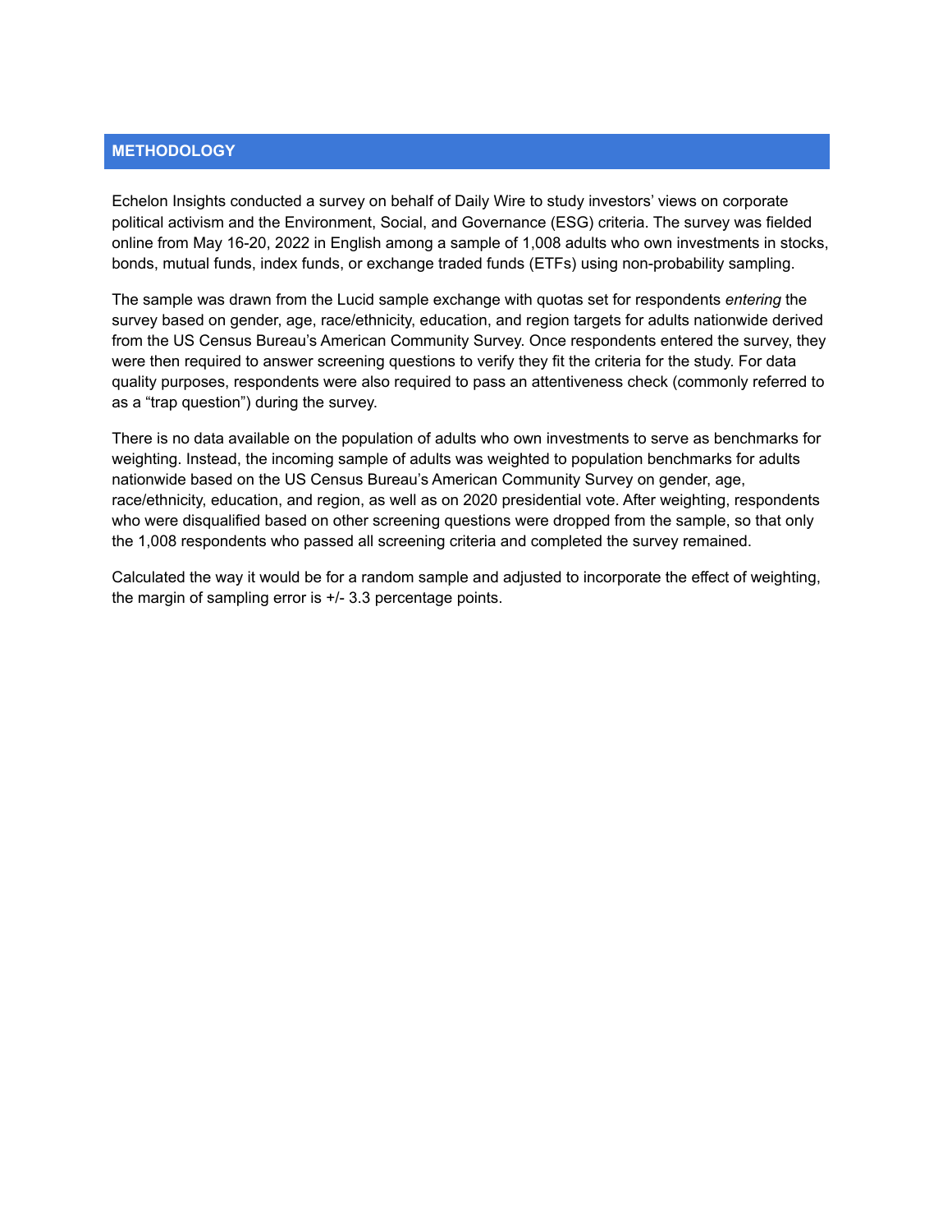## METHODOLOGY

Echelon Insights conducted a survey on behalf of Daily Wire to study investors' views on corporate political activism and the Environment, Social, and Governance (ESG) criteria. The survey was fielded online from May 16-20, 2022 in English among a sample of 1,008 adults who own investments in stocks, bonds, mutual funds, index funds, or exchange traded funds (ETFs) using non-probability sampling.

The sample was drawn from the Lucid sample exchange with quotas set for respondents *entering* the survey based on gender, age, race/ethnicity, education, and region targets for adults nationwide derived from the US Census Bureau's American Community Survey. Once respondents entered the survey, they were then required to answer screening questions to verify they fit the criteria for the study. For data quality purposes, respondents were also required to pass an attentiveness check (commonly referred to as a "trap question") during the survey.

There is no data available on the population of adults who own investments to serve as benchmarks for weighting. Instead, the incoming sample of adults was weighted to population benchmarks for adults nationwide based on the US Census Bureau's American Community Survey on gender, age, race/ethnicity, education, and region, as well as on 2020 presidential vote. After weighting, respondents who were disqualified based on other screening questions were dropped from the sample, so that only the 1,008 respondents who passed all screening criteria and completed the survey remained.

Calculated the way it would be for a random sample and adjusted to incorporate the effect of weighting, the margin of sampling error is +/- 3.3 percentage points.